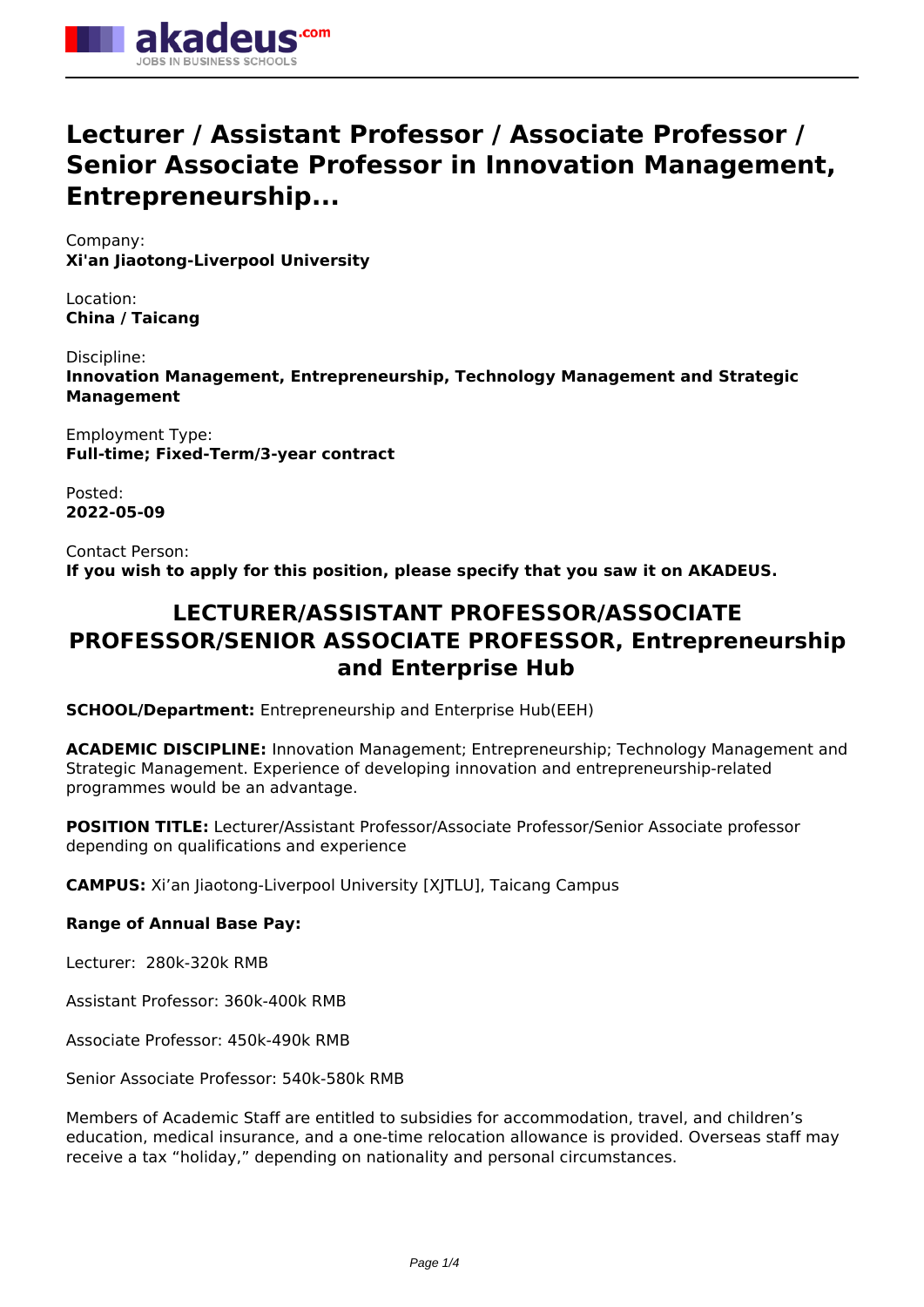# Lecturer / Assistant Professor / Associate Professor / Senior Associate Professor in Innovation Management, Entrepreneurship...

Company:
**Xi'an Jiaotong-Liverpool University**

Location:
**China / Taicang**

Discipline:
**Innovation Management, Entrepreneurship, Technology Management and Strategic Management**

Employment Type:
**Full-time; Fixed-Term/3-year contract**

Posted:
**2022-05-09**

Contact Person:
**If you wish to apply for this position, please specify that you saw it on AKADEUS.**

## LECTURER/ASSISTANT PROFESSOR/ASSOCIATE PROFESSOR/SENIOR ASSOCIATE PROFESSOR, Entrepreneurship and Enterprise Hub

**SCHOOL/Department:** Entrepreneurship and Enterprise Hub(EEH)

**ACADEMIC DISCIPLINE:** Innovation Management; Entrepreneurship; Technology Management and Strategic Management. Experience of developing innovation and entrepreneurship-related programmes would be an advantage.

**POSITION TITLE:** Lecturer/Assistant Professor/Associate Professor/Senior Associate professor depending on qualifications and experience

**CAMPUS:** Xi'an Jiaotong-Liverpool University [XJTLU], Taicang Campus

**Range of Annual Base Pay:**

Lecturer: 280k-320k RMB

Assistant Professor: 360k-400k RMB

Associate Professor: 450k-490k RMB

Senior Associate Professor: 540k-580k RMB

Members of Academic Staff are entitled to subsidies for accommodation, travel, and children's education, medical insurance, and a one-time relocation allowance is provided. Overseas staff may receive a tax "holiday," depending on nationality and personal circumstances.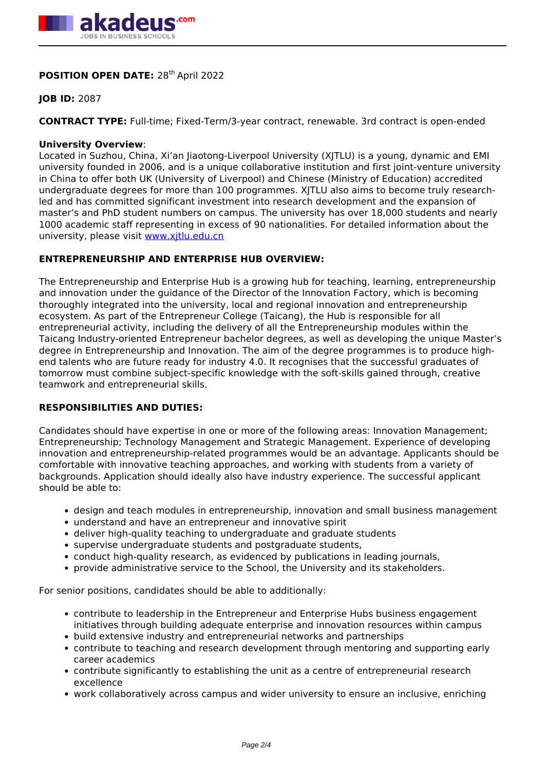**POSITION OPEN DATE:** 28th April 2022

**JOB ID:** 2087

**CONTRACT TYPE:** Full-time; Fixed-Term/3-year contract, renewable. 3rd contract is open-ended

**University Overview**:
Located in Suzhou, China, Xi'an Jiaotong-Liverpool University (XJTLU) is a young, dynamic and EMI university founded in 2006, and is a unique collaborative institution and first joint-venture university in China to offer both UK (University of Liverpool) and Chinese (Ministry of Education) accredited undergraduate degrees for more than 100 programmes. XJTLU also aims to become truly research-led and has committed significant investment into research development and the expansion of master's and PhD student numbers on campus. The university has over 18,000 students and nearly 1000 academic staff representing in excess of 90 nationalities. For detailed information about the university, please visit [www.xjtlu.edu.cn](www.xjtlu.edu.cn)

**ENTREPRENEURSHIP AND ENTERPRISE HUB OVERVIEW:**

The Entrepreneurship and Enterprise Hub is a growing hub for teaching, learning, entrepreneurship and innovation under the guidance of the Director of the Innovation Factory, which is becoming thoroughly integrated into the university, local and regional innovation and entrepreneurship ecosystem. As part of the Entrepreneur College (Taicang), the Hub is responsible for all entrepreneurial activity, including the delivery of all the Entrepreneurship modules within the Taicang Industry-oriented Entrepreneur bachelor degrees, as well as developing the unique Master's degree in Entrepreneurship and Innovation. The aim of the degree programmes is to produce high-end talents who are future ready for industry 4.0. It recognises that the successful graduates of tomorrow must combine subject-specific knowledge with the soft-skills gained through, creative teamwork and entrepreneurial skills.

**RESPONSIBILITIES AND DUTIES:**

Candidates should have expertise in one or more of the following areas: Innovation Management; Entrepreneurship; Technology Management and Strategic Management. Experience of developing innovation and entrepreneurship-related programmes would be an advantage. Applicants should be comfortable with innovative teaching approaches, and working with students from a variety of backgrounds. Application should ideally also have industry experience. The successful applicant should be able to:

- design and teach modules in entrepreneurship, innovation and small business management
- understand and have an entrepreneur and innovative spirit
- deliver high-quality teaching to undergraduate and graduate students
- supervise undergraduate students and postgraduate students,
- conduct high-quality research, as evidenced by publications in leading journals,
- provide administrative service to the School, the University and its stakeholders.

For senior positions, candidates should be able to additionally:

- contribute to leadership in the Entrepreneur and Enterprise Hubs business engagement initiatives through building adequate enterprise and innovation resources within campus
- build extensive industry and entrepreneurial networks and partnerships
- contribute to teaching and research development through mentoring and supporting early career academics
- contribute significantly to establishing the unit as a centre of entrepreneurial research excellence
- work collaboratively across campus and wider university to ensure an inclusive, enriching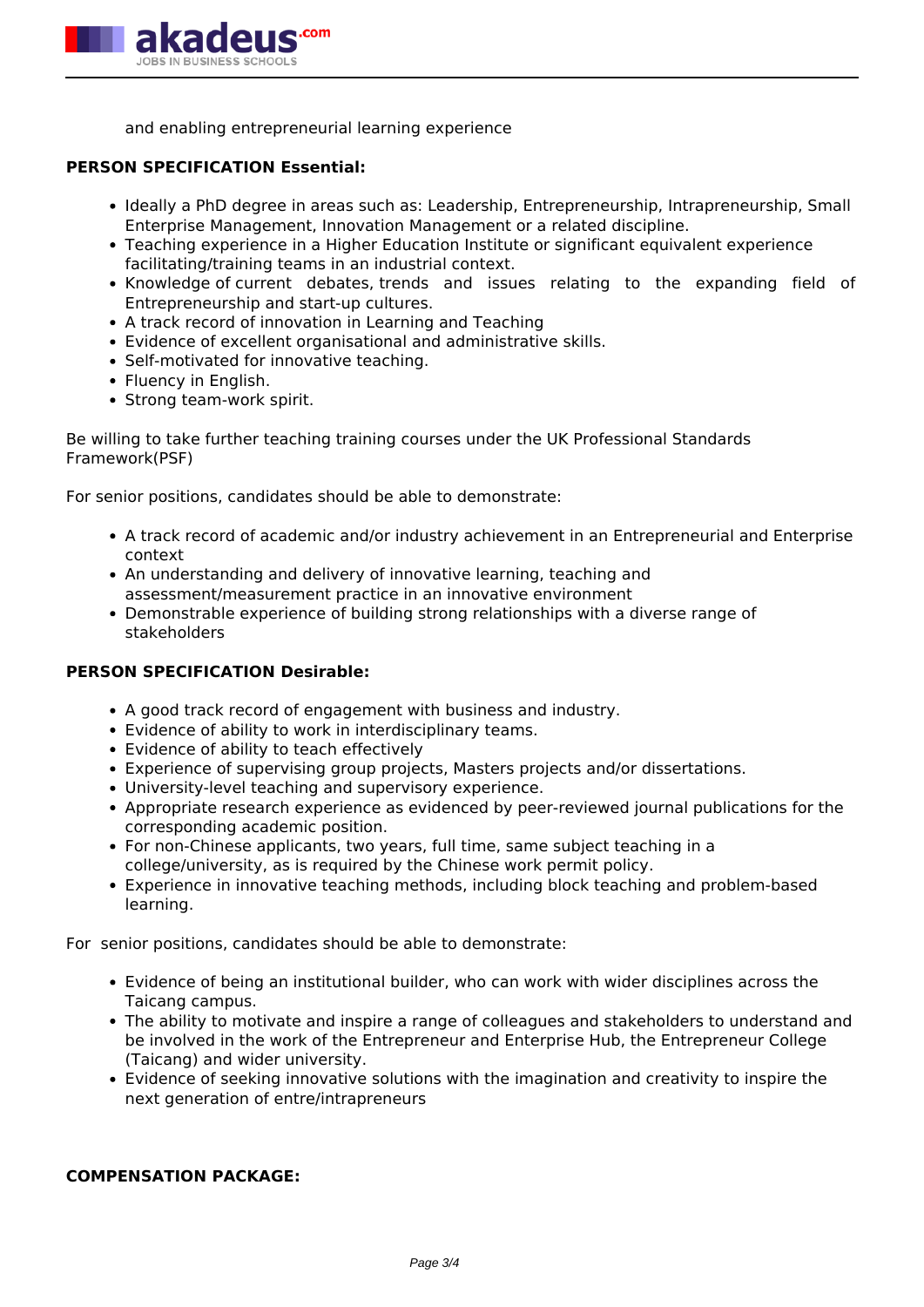and enabling entrepreneurial learning experience

**PERSON SPECIFICATION Essential:**

- Ideally a PhD degree in areas such as: Leadership, Entrepreneurship, Intrapreneurship, Small Enterprise Management, Innovation Management or a related discipline.
- Teaching experience in a Higher Education Institute or significant equivalent experience facilitating/training teams in an industrial context.
- Knowledge of current debates, trends and issues relating to the expanding field of Entrepreneurship and start-up cultures.
- A track record of innovation in Learning and Teaching
- Evidence of excellent organisational and administrative skills.
- Self-motivated for innovative teaching.
- Fluency in English.
- Strong team-work spirit.

Be willing to take further teaching training courses under the UK Professional Standards Framework(PSF)

For senior positions, candidates should be able to demonstrate:

- A track record of academic and/or industry achievement in an Entrepreneurial and Enterprise context
- An understanding and delivery of innovative learning, teaching and assessment/measurement practice in an innovative environment
- Demonstrable experience of building strong relationships with a diverse range of stakeholders

**PERSON SPECIFICATION Desirable:**

- A good track record of engagement with business and industry.
- Evidence of ability to work in interdisciplinary teams.
- Evidence of ability to teach effectively
- Experience of supervising group projects, Masters projects and/or dissertations.
- University-level teaching and supervisory experience.
- Appropriate research experience as evidenced by peer-reviewed journal publications for the corresponding academic position.
- For non-Chinese applicants, two years, full time, same subject teaching in a college/university, as is required by the Chinese work permit policy.
- Experience in innovative teaching methods, including block teaching and problem-based learning.

For senior positions, candidates should be able to demonstrate:

- Evidence of being an institutional builder, who can work with wider disciplines across the Taicang campus.
- The ability to motivate and inspire a range of colleagues and stakeholders to understand and be involved in the work of the Entrepreneur and Enterprise Hub, the Entrepreneur College (Taicang) and wider university.
- Evidence of seeking innovative solutions with the imagination and creativity to inspire the next generation of entre/intrapreneurs

**COMPENSATION PACKAGE:**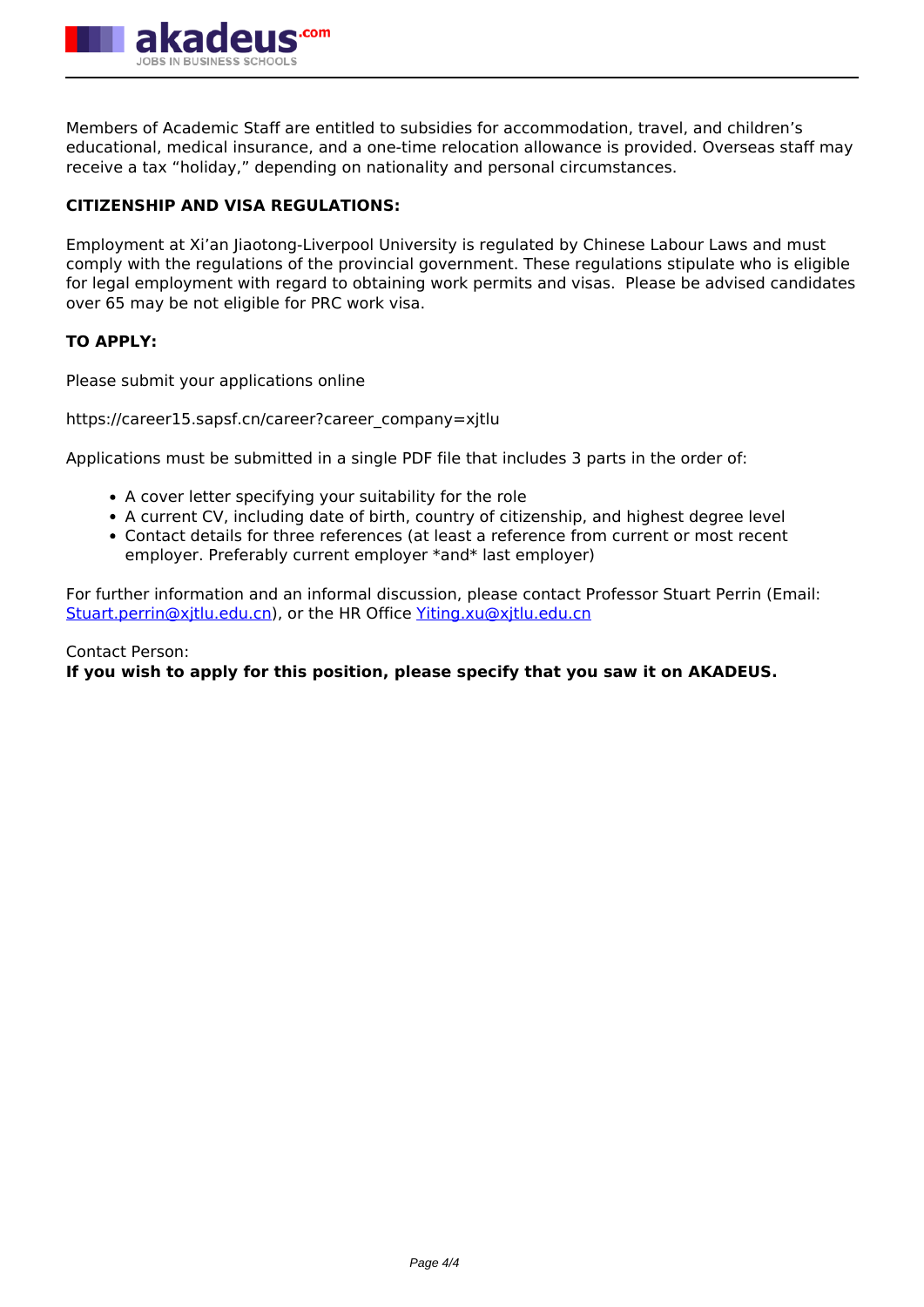Members of Academic Staff are entitled to subsidies for accommodation, travel, and children's educational, medical insurance, and a one-time relocation allowance is provided. Overseas staff may receive a tax "holiday," depending on nationality and personal circumstances.

**CITIZENSHIP AND VISA REGULATIONS:**

Employment at Xi'an Jiaotong-Liverpool University is regulated by Chinese Labour Laws and must comply with the regulations of the provincial government. These regulations stipulate who is eligible for legal employment with regard to obtaining work permits and visas. Please be advised candidates over 65 may be not eligible for PRC work visa.

**TO APPLY:**

Please submit your applications online

https://career15.sapsf.cn/career?career_company=xjtlu

Applications must be submitted in a single PDF file that includes 3 parts in the order of:

- A cover letter specifying your suitability for the role
- A current CV, including date of birth, country of citizenship, and highest degree level
- Contact details for three references (at least a reference from current or most recent employer. Preferably current employer *and* last employer)

For further information and an informal discussion, please contact Professor Stuart Perrin (Email: Stuart.perrin@xjtlu.edu.cn), or the HR Office Yiting.xu@xjtlu.edu.cn

Contact Person:
**If you wish to apply for this position, please specify that you saw it on AKADEUS.**